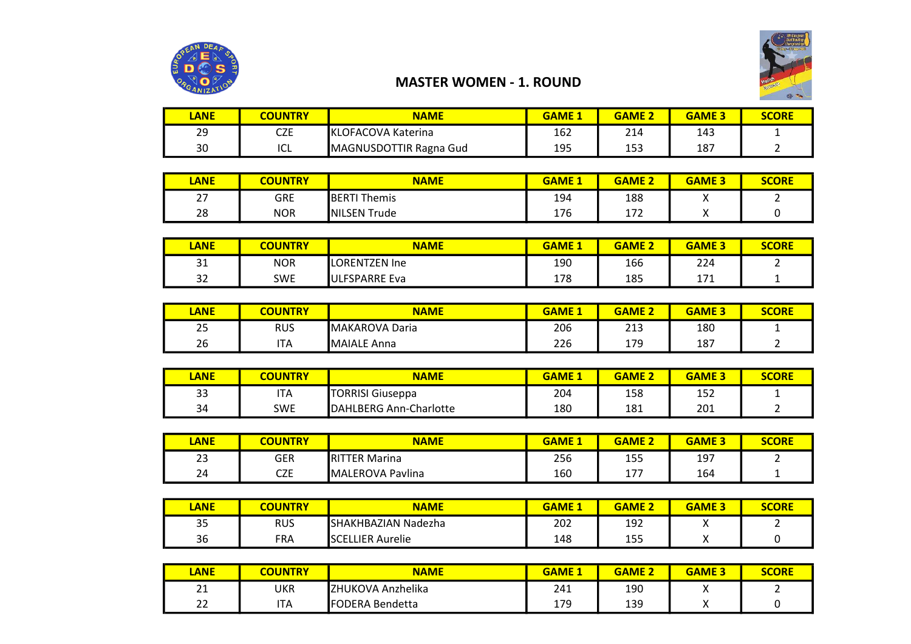# MASTER WOMEN - 1. ROUND

| LANE | COUNTRY | NAME | GAME 1 | GAME 2 | GAME 3 | SCORE |
|---|---|---|---|---|---|---|
| 29 | CZE | KLOFACOVA Katerina | 162 | 214 | 143 | 1 |
| 30 | ICL | MAGNUSDOTTIR Ragna Gud | 195 | 153 | 187 | 2 |

| LANE | COUNTRY | NAME | GAME 1 | GAME 2 | GAME 3 | SCORE |
|---|---|---|---|---|---|---|
| 27 | GRE | BERTI Themis | 194 | 188 | X | 2 |
| 28 | NOR | NILSEN Trude | 176 | 172 | X | 0 |

| LANE | COUNTRY | NAME | GAME 1 | GAME 2 | GAME 3 | SCORE |
|---|---|---|---|---|---|---|
| 31 | NOR | LORENTZEN Ine | 190 | 166 | 224 | 2 |
| 32 | SWE | ULFSPARRE Eva | 178 | 185 | 171 | 1 |

| LANE | COUNTRY | NAME | GAME 1 | GAME 2 | GAME 3 | SCORE |
|---|---|---|---|---|---|---|
| 25 | RUS | MAKAROVA Daria | 206 | 213 | 180 | 1 |
| 26 | ITA | MAIALE Anna | 226 | 179 | 187 | 2 |

| LANE | COUNTRY | NAME | GAME 1 | GAME 2 | GAME 3 | SCORE |
|---|---|---|---|---|---|---|
| 33 | ITA | TORRISI Giuseppa | 204 | 158 | 152 | 1 |
| 34 | SWE | DAHLBERG Ann-Charlotte | 180 | 181 | 201 | 2 |

| LANE | COUNTRY | NAME | GAME 1 | GAME 2 | GAME 3 | SCORE |
|---|---|---|---|---|---|---|
| 23 | GER | RITTER Marina | 256 | 155 | 197 | 2 |
| 24 | CZE | MALEROVA Pavlina | 160 | 177 | 164 | 1 |

| LANE | COUNTRY | NAME | GAME 1 | GAME 2 | GAME 3 | SCORE |
|---|---|---|---|---|---|---|
| 35 | RUS | SHAKHBAZIAN Nadezha | 202 | 192 | X | 2 |
| 36 | FRA | SCELLIER Aurelie | 148 | 155 | X | 0 |

| LANE | COUNTRY | NAME | GAME 1 | GAME 2 | GAME 3 | SCORE |
|---|---|---|---|---|---|---|
| 21 | UKR | ZHUKOVA Anzhelika | 241 | 190 | X | 2 |
| 22 | ITA | FODERA Bendetta | 179 | 139 | X | 0 |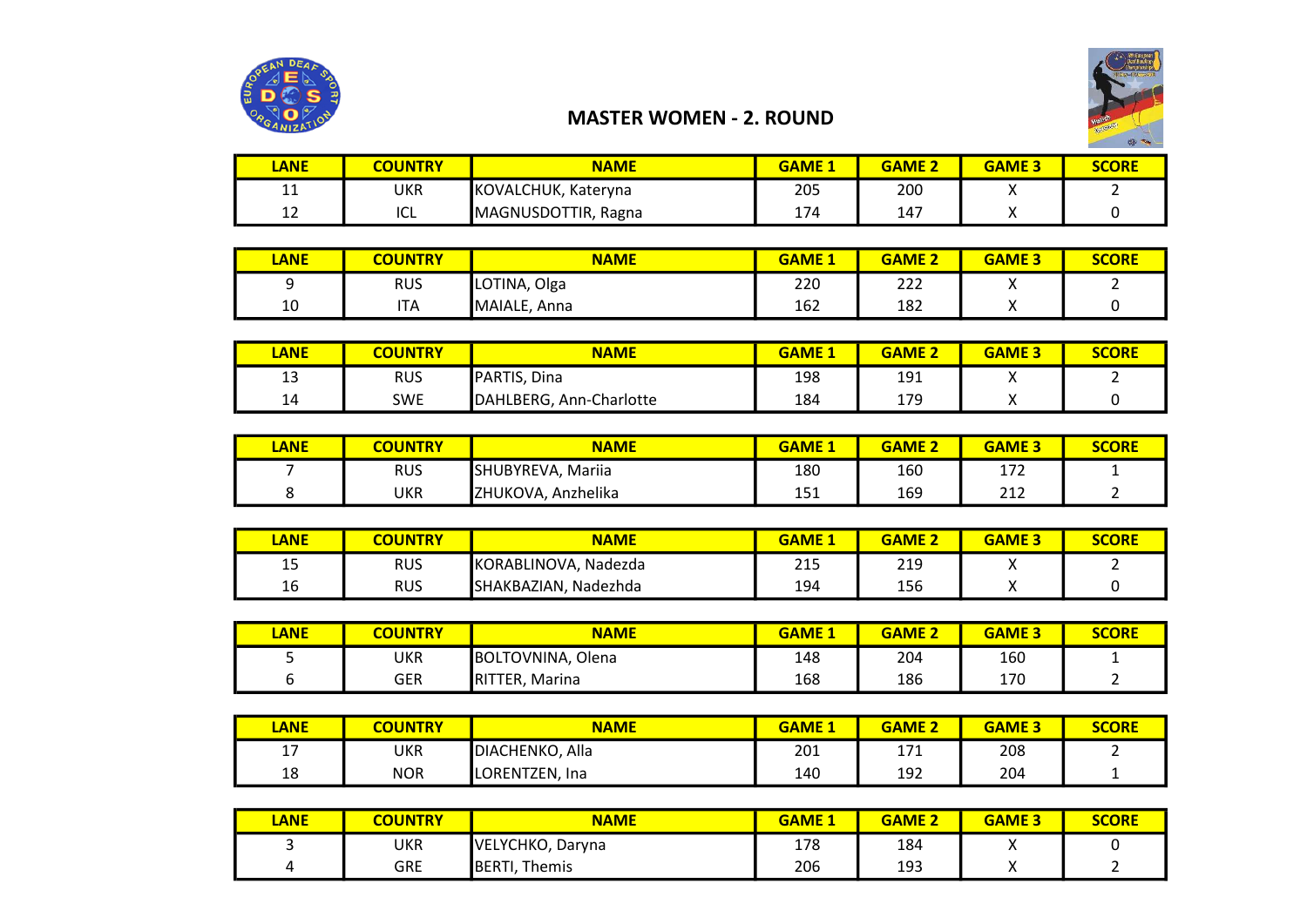# MASTER WOMEN - 2. ROUND

| LANE | COUNTRY | NAME | GAME 1 | GAME 2 | GAME 3 | SCORE |
|---|---|---|---|---|---|---|
| 11 | UKR | KOVALCHUK, Kateryna | 205 | 200 | X | 2 |
| 12 | ICL | MAGNUSDOTTIR, Ragna | 174 | 147 | X | 0 |

| LANE | COUNTRY | NAME | GAME 1 | GAME 2 | GAME 3 | SCORE |
|---|---|---|---|---|---|---|
| 9 | RUS | LOTINA, Olga | 220 | 222 | X | 2 |
| 10 | ITA | MAIALE, Anna | 162 | 182 | X | 0 |

| LANE | COUNTRY | NAME | GAME 1 | GAME 2 | GAME 3 | SCORE |
|---|---|---|---|---|---|---|
| 13 | RUS | PARTIS, Dina | 198 | 191 | X | 2 |
| 14 | SWE | DAHLBERG, Ann-Charlotte | 184 | 179 | X | 0 |

| LANE | COUNTRY | NAME | GAME 1 | GAME 2 | GAME 3 | SCORE |
|---|---|---|---|---|---|---|
| 7 | RUS | SHUBYREVA, Mariia | 180 | 160 | 172 | 1 |
| 8 | UKR | ZHUKOVA, Anzhelika | 151 | 169 | 212 | 2 |

| LANE | COUNTRY | NAME | GAME 1 | GAME 2 | GAME 3 | SCORE |
|---|---|---|---|---|---|---|
| 15 | RUS | KORABLINOVA, Nadezda | 215 | 219 | X | 2 |
| 16 | RUS | SHAKBAZIAN, Nadezhda | 194 | 156 | X | 0 |

| LANE | COUNTRY | NAME | GAME 1 | GAME 2 | GAME 3 | SCORE |
|---|---|---|---|---|---|---|
| 5 | UKR | BOLTOVNINA, Olena | 148 | 204 | 160 | 1 |
| 6 | GER | RITTER, Marina | 168 | 186 | 170 | 2 |

| LANE | COUNTRY | NAME | GAME 1 | GAME 2 | GAME 3 | SCORE |
|---|---|---|---|---|---|---|
| 17 | UKR | DIACHENKO, Alla | 201 | 171 | 208 | 2 |
| 18 | NOR | LORENTZEN, Ina | 140 | 192 | 204 | 1 |

| LANE | COUNTRY | NAME | GAME 1 | GAME 2 | GAME 3 | SCORE |
|---|---|---|---|---|---|---|
| 3 | UKR | VELYCHKO, Daryna | 178 | 184 | X | 0 |
| 4 | GRE | BERTI, Themis | 206 | 193 | X | 2 |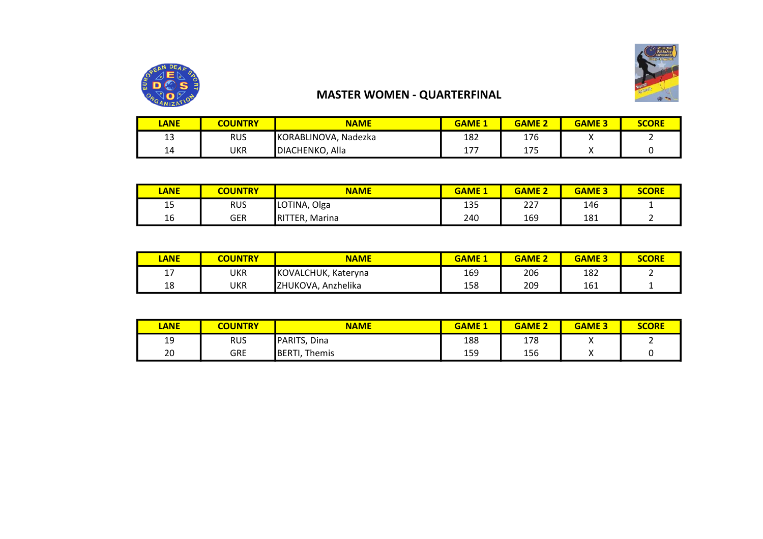# MASTER WOMEN - QUARTERFINAL

| LANE | COUNTRY | NAME | GAME 1 | GAME 2 | GAME 3 | SCORE |
|---|---|---|---|---|---|---|
| 13 | RUS | KORABLINOVA, Nadezka | 182 | 176 | X | 2 |
| 14 | UKR | DIACHENKO, Alla | 177 | 175 | X | 0 |

| LANE | COUNTRY | NAME | GAME 1 | GAME 2 | GAME 3 | SCORE |
|---|---|---|---|---|---|---|
| 15 | RUS | LOTINA, Olga | 135 | 227 | 146 | 1 |
| 16 | GER | RITTER, Marina | 240 | 169 | 181 | 2 |

| LANE | COUNTRY | NAME | GAME 1 | GAME 2 | GAME 3 | SCORE |
|---|---|---|---|---|---|---|
| 17 | UKR | KOVALCHUK, Kateryna | 169 | 206 | 182 | 2 |
| 18 | UKR | ZHUKOVA, Anzhelika | 158 | 209 | 161 | 1 |

| LANE | COUNTRY | NAME | GAME 1 | GAME 2 | GAME 3 | SCORE |
|---|---|---|---|---|---|---|
| 19 | RUS | PARITS, Dina | 188 | 178 | X | 2 |
| 20 | GRE | BERTI, Themis | 159 | 156 | X | 0 |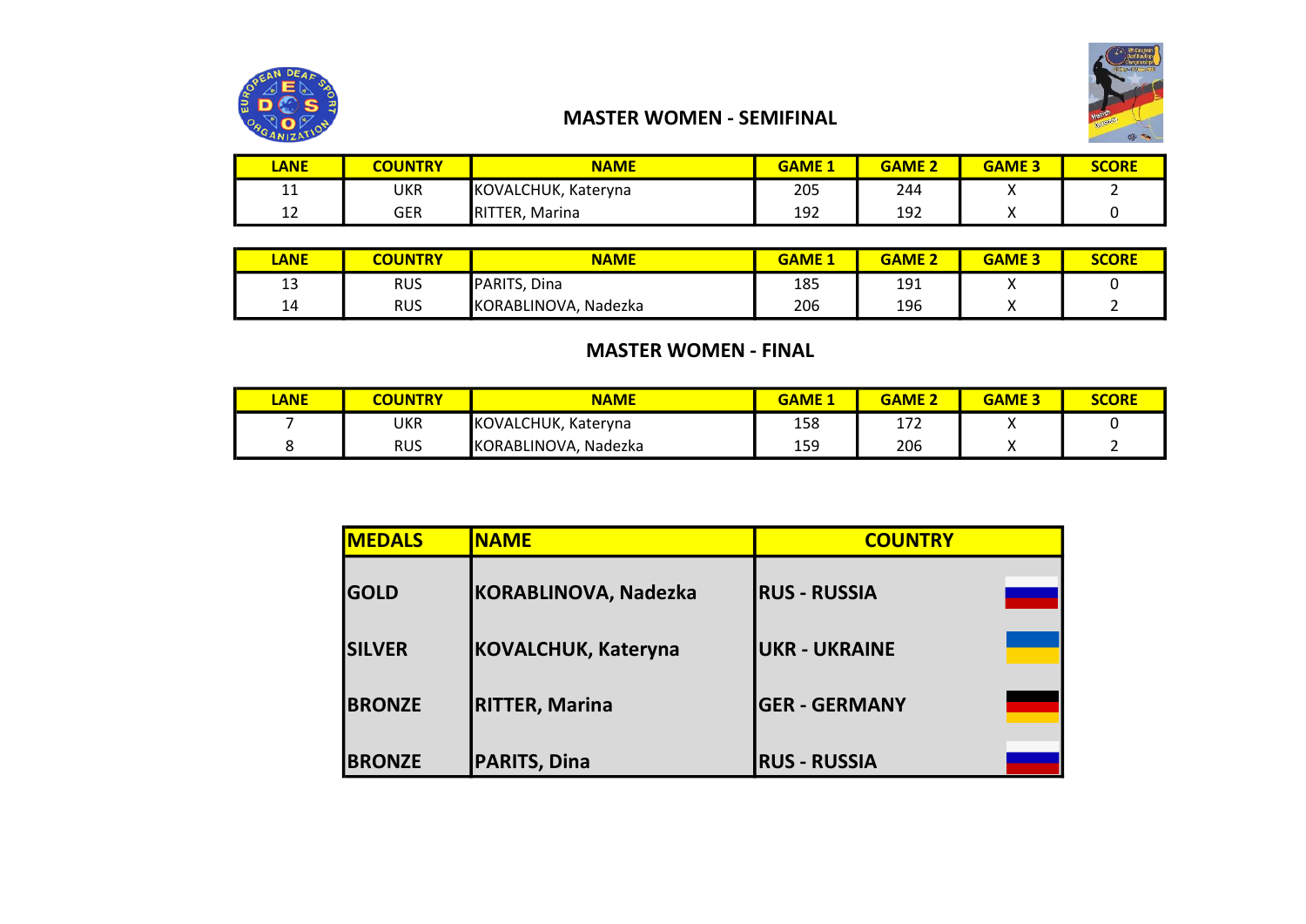## MASTER WOMEN - SEMIFINAL

| LANE | COUNTRY | NAME | GAME 1 | GAME 2 | GAME 3 | SCORE |
|---|---|---|---|---|---|---|
| 11 | UKR | KOVALCHUK, Kateryna | 205 | 244 | X | 2 |
| 12 | GER | RITTER, Marina | 192 | 192 | X | 0 |

| LANE | COUNTRY | NAME | GAME 1 | GAME 2 | GAME 3 | SCORE |
|---|---|---|---|---|---|---|
| 13 | RUS | PARITS, Dina | 185 | 191 | X | 0 |
| 14 | RUS | KORABLINOVA, Nadezka | 206 | 196 | X | 2 |

## MASTER WOMEN - FINAL

| LANE | COUNTRY | NAME | GAME 1 | GAME 2 | GAME 3 | SCORE |
|---|---|---|---|---|---|---|
| 7 | UKR | KOVALCHUK, Kateryna | 158 | 172 | X | 0 |
| 8 | RUS | KORABLINOVA, Nadezka | 159 | 206 | X | 2 |

| MEDALS | NAME | COUNTRY |
|---|---|---|
| GOLD | KORABLINOVA, Nadezka | RUS - RUSSIA |
| SILVER | KOVALCHUK, Kateryna | UKR - UKRAINE |
| BRONZE | RITTER, Marina | GER - GERMANY |
| BRONZE | PARITS, Dina | RUS - RUSSIA |